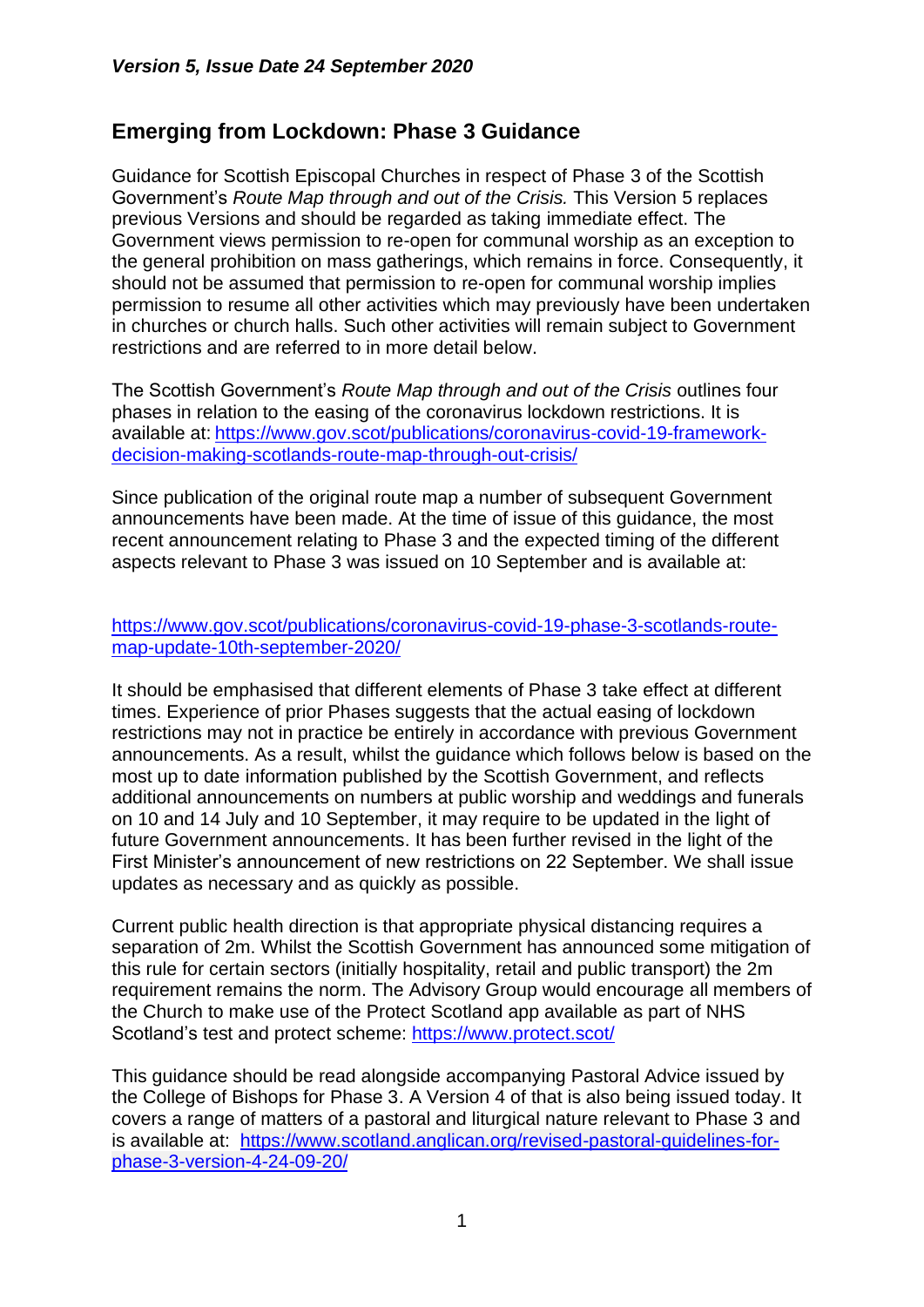***Version 5, Issue Date 24 September 2020***

## Emerging from Lockdown: Phase 3 Guidance

Guidance for Scottish Episcopal Churches in respect of Phase 3 of the Scottish Government's *Route Map through and out of the Crisis.* This Version 5 replaces previous Versions and should be regarded as taking immediate effect. The Government views permission to re-open for communal worship as an exception to the general prohibition on mass gatherings, which remains in force. Consequently, it should not be assumed that permission to re-open for communal worship implies permission to resume all other activities which may previously have been undertaken in churches or church halls. Such other activities will remain subject to Government restrictions and are referred to in more detail below.

The Scottish Government's *Route Map through and out of the Crisis* outlines four phases in relation to the easing of the coronavirus lockdown restrictions. It is available at: [https://www.gov.scot/publications/coronavirus-covid-19-framework-decision-making-scotlands-route-map-through-out-crisis/](https://www.gov.scot/publications/coronavirus-covid-19-framework-decision-making-scotlands-route-map-through-out-crisis/)

Since publication of the original route map a number of subsequent Government announcements have been made. At the time of issue of this guidance, the most recent announcement relating to Phase 3 and the expected timing of the different aspects relevant to Phase 3 was issued on 10 September and is available at:

[https://www.gov.scot/publications/coronavirus-covid-19-phase-3-scotlands-route-map-update-10th-september-2020/](https://www.gov.scot/publications/coronavirus-covid-19-phase-3-scotlands-route-map-update-10th-september-2020/)

It should be emphasised that different elements of Phase 3 take effect at different times. Experience of prior Phases suggests that the actual easing of lockdown restrictions may not in practice be entirely in accordance with previous Government announcements. As a result, whilst the guidance which follows below is based on the most up to date information published by the Scottish Government, and reflects additional announcements on numbers at public worship and weddings and funerals on 10 and 14 July and 10 September, it may require to be updated in the light of future Government announcements. It has been further revised in the light of the First Minister's announcement of new restrictions on 22 September. We shall issue updates as necessary and as quickly as possible.

Current public health direction is that appropriate physical distancing requires a separation of 2m. Whilst the Scottish Government has announced some mitigation of this rule for certain sectors (initially hospitality, retail and public transport) the 2m requirement remains the norm. The Advisory Group would encourage all members of the Church to make use of the Protect Scotland app available as part of NHS Scotland's test and protect scheme: [https://www.protect.scot/](https://www.protect.scot/)

This guidance should be read alongside accompanying Pastoral Advice issued by the College of Bishops for Phase 3. A Version 4 of that is also being issued today. It covers a range of matters of a pastoral and liturgical nature relevant to Phase 3 and is available at: [https://www.scotland.anglican.org/revised-pastoral-guidelines-for-phase-3-version-4-24-09-20/](https://www.scotland.anglican.org/revised-pastoral-guidelines-for-phase-3-version-4-24-09-20/)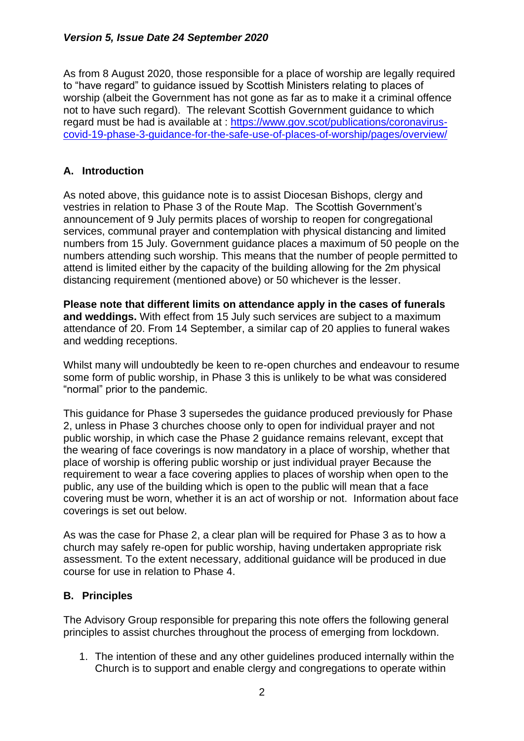*Version 5, Issue Date 24 September 2020*

As from 8 August 2020, those responsible for a place of worship are legally required to "have regard" to guidance issued by Scottish Ministers relating to places of worship (albeit the Government has not gone as far as to make it a criminal offence not to have such regard). The relevant Scottish Government guidance to which regard must be had is available at : [https://www.gov.scot/publications/coronavirus-covid-19-phase-3-guidance-for-the-safe-use-of-places-of-worship/pages/overview/](https://www.gov.scot/publications/coronavirus-covid-19-phase-3-guidance-for-the-safe-use-of-places-of-worship/pages/overview/)

## A. Introduction

As noted above, this guidance note is to assist Diocesan Bishops, clergy and vestries in relation to Phase 3 of the Route Map. The Scottish Government's announcement of 9 July permits places of worship to reopen for congregational services, communal prayer and contemplation with physical distancing and limited numbers from 15 July. Government guidance places a maximum of 50 people on the numbers attending such worship. This means that the number of people permitted to attend is limited either by the capacity of the building allowing for the 2m physical distancing requirement (mentioned above) or 50 whichever is the lesser.

**Please note that different limits on attendance apply in the cases of funerals and weddings.** With effect from 15 July such services are subject to a maximum attendance of 20. From 14 September, a similar cap of 20 applies to funeral wakes and wedding receptions.

Whilst many will undoubtedly be keen to re-open churches and endeavour to resume some form of public worship, in Phase 3 this is unlikely to be what was considered "normal" prior to the pandemic.

This guidance for Phase 3 supersedes the guidance produced previously for Phase 2, unless in Phase 3 churches choose only to open for individual prayer and not public worship, in which case the Phase 2 guidance remains relevant, except that the wearing of face coverings is now mandatory in a place of worship, whether that place of worship is offering public worship or just individual prayer Because the requirement to wear a face covering applies to places of worship when open to the public, any use of the building which is open to the public will mean that a face covering must be worn, whether it is an act of worship or not. Information about face coverings is set out below.

As was the case for Phase 2, a clear plan will be required for Phase 3 as to how a church may safely re-open for public worship, having undertaken appropriate risk assessment. To the extent necessary, additional guidance will be produced in due course for use in relation to Phase 4.

## B. Principles

The Advisory Group responsible for preparing this note offers the following general principles to assist churches throughout the process of emerging from lockdown.

1. The intention of these and any other guidelines produced internally within the Church is to support and enable clergy and congregations to operate within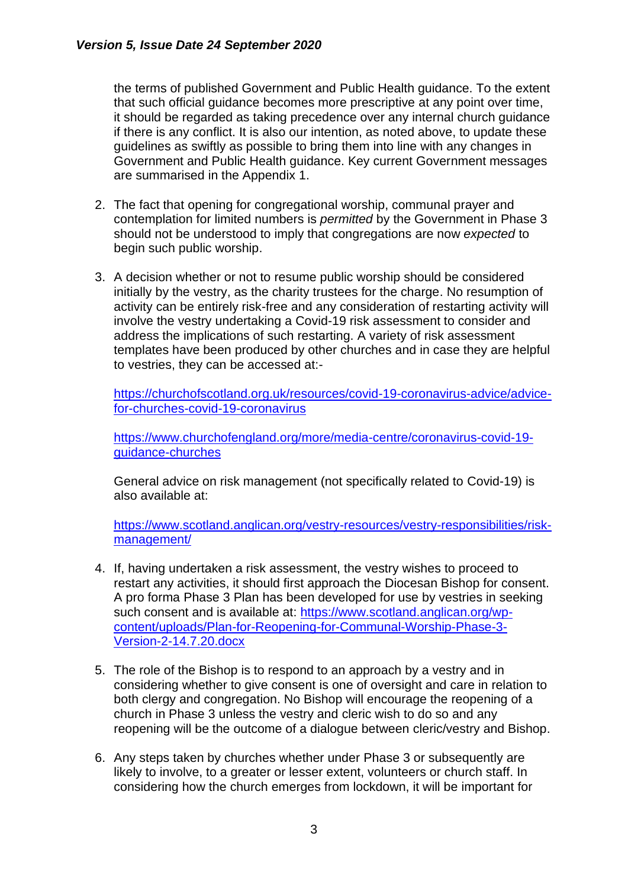the terms of published Government and Public Health guidance. To the extent that such official guidance becomes more prescriptive at any point over time, it should be regarded as taking precedence over any internal church guidance if there is any conflict. It is also our intention, as noted above, to update these guidelines as swiftly as possible to bring them into line with any changes in Government and Public Health guidance. Key current Government messages are summarised in the Appendix 1.

2. The fact that opening for congregational worship, communal prayer and contemplation for limited numbers is *permitted* by the Government in Phase 3 should not be understood to imply that congregations are now *expected* to begin such public worship.

3. A decision whether or not to resume public worship should be considered initially by the vestry, as the charity trustees for the charge. No resumption of activity can be entirely risk-free and any consideration of restarting activity will involve the vestry undertaking a Covid-19 risk assessment to consider and address the implications of such restarting. A variety of risk assessment templates have been produced by other churches and in case they are helpful to vestries, they can be accessed at:-

   https://churchofscotland.org.uk/resources/covid-19-coronavirus-advice/advice-for-churches-covid-19-coronavirus

   https://www.churchofengland.org/more/media-centre/coronavirus-covid-19-guidance-churches

   General advice on risk management (not specifically related to Covid-19) is also available at:

   https://www.scotland.anglican.org/vestry-resources/vestry-responsibilities/risk-management/

4. If, having undertaken a risk assessment, the vestry wishes to proceed to restart any activities, it should first approach the Diocesan Bishop for consent. A pro forma Phase 3 Plan has been developed for use by vestries in seeking such consent and is available at: https://www.scotland.anglican.org/wp-content/uploads/Plan-for-Reopening-for-Communal-Worship-Phase-3-Version-2-14.7.20.docx

5. The role of the Bishop is to respond to an approach by a vestry and in considering whether to give consent is one of oversight and care in relation to both clergy and congregation. No Bishop will encourage the reopening of a church in Phase 3 unless the vestry and cleric wish to do so and any reopening will be the outcome of a dialogue between cleric/vestry and Bishop.

6. Any steps taken by churches whether under Phase 3 or subsequently are likely to involve, to a greater or lesser extent, volunteers or church staff. In considering how the church emerges from lockdown, it will be important for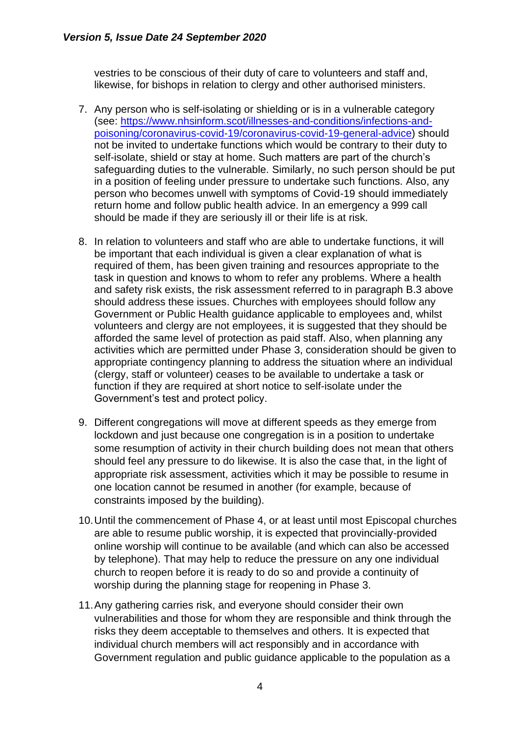vestries to be conscious of their duty of care to volunteers and staff and, likewise, for bishops in relation to clergy and other authorised ministers.

7. Any person who is self-isolating or shielding or is in a vulnerable category (see: [https://www.nhsinform.scot/illnesses-and-conditions/infections-and-poisoning/coronavirus-covid-19/coronavirus-covid-19-general-advice](https://www.nhsinform.scot/illnesses-and-conditions/infections-and-poisoning/coronavirus-covid-19/coronavirus-covid-19-general-advice)) should not be invited to undertake functions which would be contrary to their duty to self-isolate, shield or stay at home. Such matters are part of the church's safeguarding duties to the vulnerable. Similarly, no such person should be put in a position of feeling under pressure to undertake such functions. Also, any person who becomes unwell with symptoms of Covid-19 should immediately return home and follow public health advice. In an emergency a 999 call should be made if they are seriously ill or their life is at risk.

8. In relation to volunteers and staff who are able to undertake functions, it will be important that each individual is given a clear explanation of what is required of them, has been given training and resources appropriate to the task in question and knows to whom to refer any problems. Where a health and safety risk exists, the risk assessment referred to in paragraph B.3 above should address these issues. Churches with employees should follow any Government or Public Health guidance applicable to employees and, whilst volunteers and clergy are not employees, it is suggested that they should be afforded the same level of protection as paid staff. Also, when planning any activities which are permitted under Phase 3, consideration should be given to appropriate contingency planning to address the situation where an individual (clergy, staff or volunteer) ceases to be available to undertake a task or function if they are required at short notice to self-isolate under the Government's test and protect policy.

9. Different congregations will move at different speeds as they emerge from lockdown and just because one congregation is in a position to undertake some resumption of activity in their church building does not mean that others should feel any pressure to do likewise. It is also the case that, in the light of appropriate risk assessment, activities which it may be possible to resume in one location cannot be resumed in another (for example, because of constraints imposed by the building).

10. Until the commencement of Phase 4, or at least until most Episcopal churches are able to resume public worship, it is expected that provincially-provided online worship will continue to be available (and which can also be accessed by telephone). That may help to reduce the pressure on any one individual church to reopen before it is ready to do so and provide a continuity of worship during the planning stage for reopening in Phase 3.

11. Any gathering carries risk, and everyone should consider their own vulnerabilities and those for whom they are responsible and think through the risks they deem acceptable to themselves and others. It is expected that individual church members will act responsibly and in accordance with Government regulation and public guidance applicable to the population as a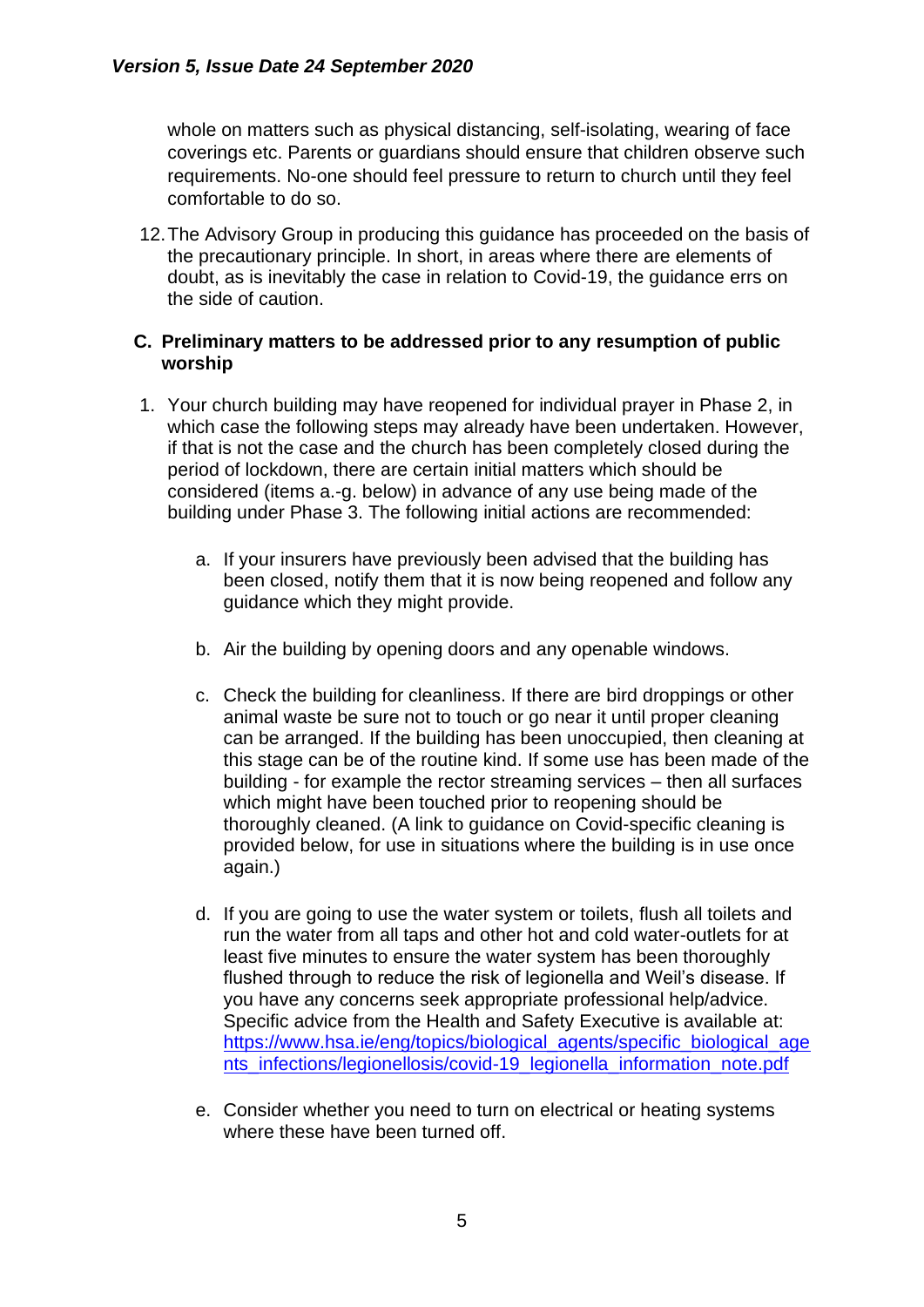whole on matters such as physical distancing, self-isolating, wearing of face coverings etc. Parents or guardians should ensure that children observe such requirements. No-one should feel pressure to return to church until they feel comfortable to do so.

12. The Advisory Group in producing this guidance has proceeded on the basis of the precautionary principle. In short, in areas where there are elements of doubt, as is inevitably the case in relation to Covid-19, the guidance errs on the side of caution.

### C. Preliminary matters to be addressed prior to any resumption of public worship

1. Your church building may have reopened for individual prayer in Phase 2, in which case the following steps may already have been undertaken. However, if that is not the case and the church has been completely closed during the period of lockdown, there are certain initial matters which should be considered (items a.-g. below) in advance of any use being made of the building under Phase 3. The following initial actions are recommended:

   a. If your insurers have previously been advised that the building has been closed, notify them that it is now being reopened and follow any guidance which they might provide.

   b. Air the building by opening doors and any openable windows.

   c. Check the building for cleanliness. If there are bird droppings or other animal waste be sure not to touch or go near it until proper cleaning can be arranged. If the building has been unoccupied, then cleaning at this stage can be of the routine kind. If some use has been made of the building - for example the rector streaming services – then all surfaces which might have been touched prior to reopening should be thoroughly cleaned. (A link to guidance on Covid-specific cleaning is provided below, for use in situations where the building is in use once again.)

   d. If you are going to use the water system or toilets, flush all toilets and run the water from all taps and other hot and cold water-outlets for at least five minutes to ensure the water system has been thoroughly flushed through to reduce the risk of legionella and Weil's disease. If you have any concerns seek appropriate professional help/advice. Specific advice from the Health and Safety Executive is available at: https://www.hsa.ie/eng/topics/biological_agents/specific_biological_agents_infections/legionellosis/covid-19_legionella_information_note.pdf

   e. Consider whether you need to turn on electrical or heating systems where these have been turned off.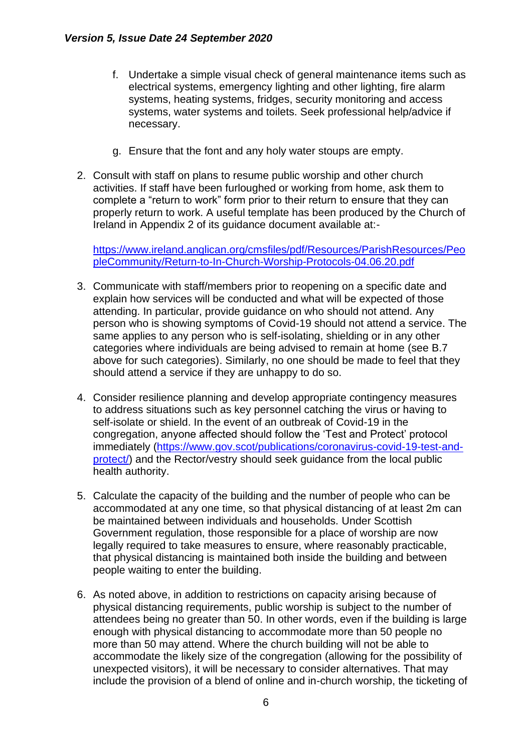f. Undertake a simple visual check of general maintenance items such as electrical systems, emergency lighting and other lighting, fire alarm systems, heating systems, fridges, security monitoring and access systems, water systems and toilets. Seek professional help/advice if necessary.

g. Ensure that the font and any holy water stoups are empty.

2. Consult with staff on plans to resume public worship and other church activities. If staff have been furloughed or working from home, ask them to complete a "return to work" form prior to their return to ensure that they can properly return to work. A useful template has been produced by the Church of Ireland in Appendix 2 of its guidance document available at:-

   https://www.ireland.anglican.org/cmsfiles/pdf/Resources/ParishResources/PeopleCommunity/Return-to-In-Church-Worship-Protocols-04.06.20.pdf

3. Communicate with staff/members prior to reopening on a specific date and explain how services will be conducted and what will be expected of those attending. In particular, provide guidance on who should not attend. Any person who is showing symptoms of Covid-19 should not attend a service. The same applies to any person who is self-isolating, shielding or in any other categories where individuals are being advised to remain at home (see B.7 above for such categories). Similarly, no one should be made to feel that they should attend a service if they are unhappy to do so.

4. Consider resilience planning and develop appropriate contingency measures to address situations such as key personnel catching the virus or having to self-isolate or shield. In the event of an outbreak of Covid-19 in the congregation, anyone affected should follow the 'Test and Protect' protocol immediately (https://www.gov.scot/publications/coronavirus-covid-19-test-and-protect/) and the Rector/vestry should seek guidance from the local public health authority.

5. Calculate the capacity of the building and the number of people who can be accommodated at any one time, so that physical distancing of at least 2m can be maintained between individuals and households. Under Scottish Government regulation, those responsible for a place of worship are now legally required to take measures to ensure, where reasonably practicable, that physical distancing is maintained both inside the building and between people waiting to enter the building.

6. As noted above, in addition to restrictions on capacity arising because of physical distancing requirements, public worship is subject to the number of attendees being no greater than 50. In other words, even if the building is large enough with physical distancing to accommodate more than 50 people no more than 50 may attend. Where the church building will not be able to accommodate the likely size of the congregation (allowing for the possibility of unexpected visitors), it will be necessary to consider alternatives. That may include the provision of a blend of online and in-church worship, the ticketing of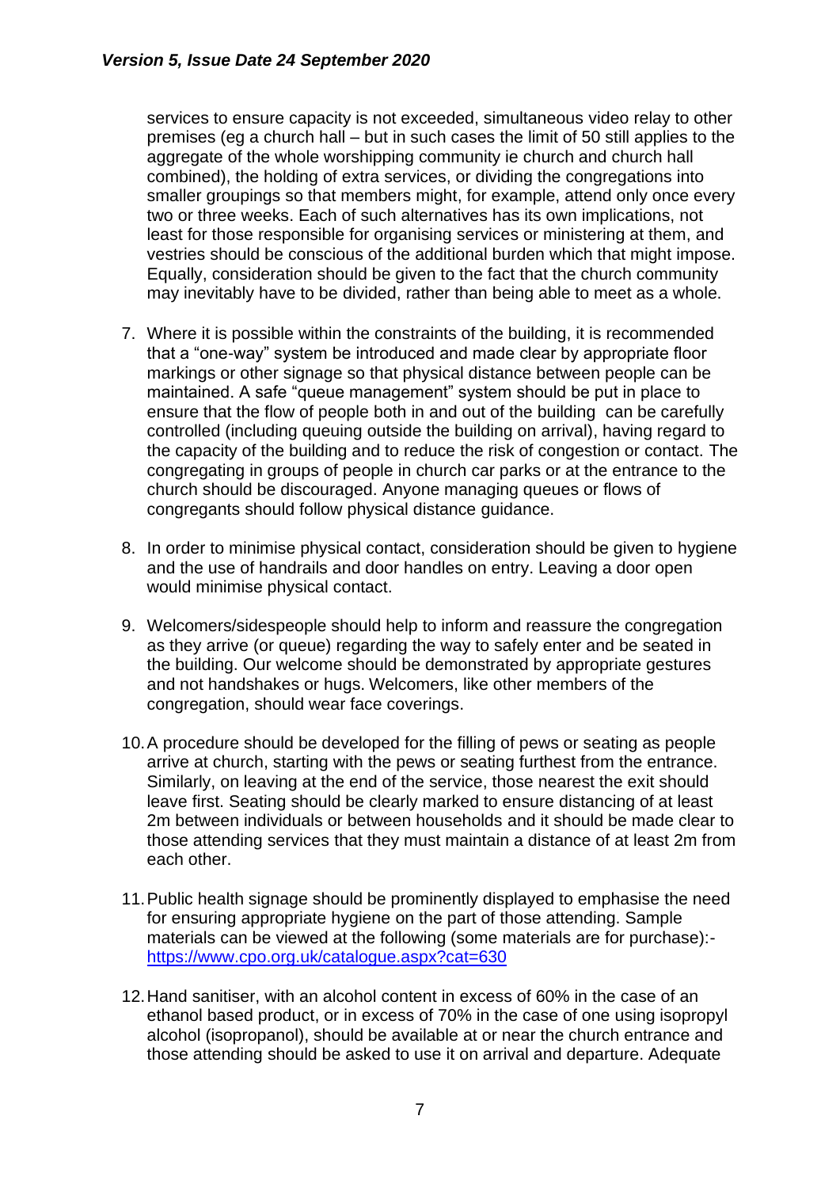services to ensure capacity is not exceeded, simultaneous video relay to other premises (eg a church hall – but in such cases the limit of 50 still applies to the aggregate of the whole worshipping community ie church and church hall combined), the holding of extra services, or dividing the congregations into smaller groupings so that members might, for example, attend only once every two or three weeks. Each of such alternatives has its own implications, not least for those responsible for organising services or ministering at them, and vestries should be conscious of the additional burden which that might impose. Equally, consideration should be given to the fact that the church community may inevitably have to be divided, rather than being able to meet as a whole.

7. Where it is possible within the constraints of the building, it is recommended that a "one-way" system be introduced and made clear by appropriate floor markings or other signage so that physical distance between people can be maintained. A safe "queue management" system should be put in place to ensure that the flow of people both in and out of the building can be carefully controlled (including queuing outside the building on arrival), having regard to the capacity of the building and to reduce the risk of congestion or contact. The congregating in groups of people in church car parks or at the entrance to the church should be discouraged. Anyone managing queues or flows of congregants should follow physical distance guidance.

8. In order to minimise physical contact, consideration should be given to hygiene and the use of handrails and door handles on entry. Leaving a door open would minimise physical contact.

9. Welcomers/sidespeople should help to inform and reassure the congregation as they arrive (or queue) regarding the way to safely enter and be seated in the building. Our welcome should be demonstrated by appropriate gestures and not handshakes or hugs. Welcomers, like other members of the congregation, should wear face coverings.

10. A procedure should be developed for the filling of pews or seating as people arrive at church, starting with the pews or seating furthest from the entrance. Similarly, on leaving at the end of the service, those nearest the exit should leave first. Seating should be clearly marked to ensure distancing of at least 2m between individuals or between households and it should be made clear to those attending services that they must maintain a distance of at least 2m from each other.

11. Public health signage should be prominently displayed to emphasise the need for ensuring appropriate hygiene on the part of those attending. Sample materials can be viewed at the following (some materials are for purchase):- https://www.cpo.org.uk/catalogue.aspx?cat=630

12. Hand sanitiser, with an alcohol content in excess of 60% in the case of an ethanol based product, or in excess of 70% in the case of one using isopropyl alcohol (isopropanol), should be available at or near the church entrance and those attending should be asked to use it on arrival and departure. Adequate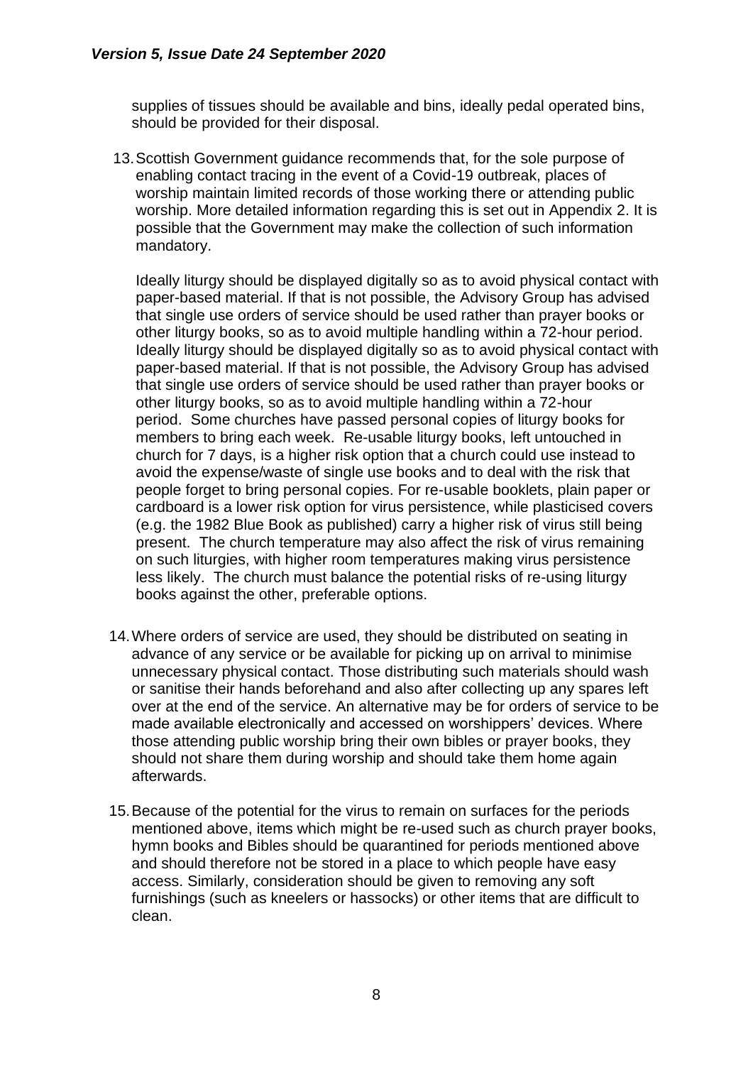supplies of tissues should be available and bins, ideally pedal operated bins, should be provided for their disposal.

13. Scottish Government guidance recommends that, for the sole purpose of enabling contact tracing in the event of a Covid-19 outbreak, places of worship maintain limited records of those working there or attending public worship. More detailed information regarding this is set out in Appendix 2. It is possible that the Government may make the collection of such information mandatory.

    Ideally liturgy should be displayed digitally so as to avoid physical contact with paper-based material. If that is not possible, the Advisory Group has advised that single use orders of service should be used rather than prayer books or other liturgy books, so as to avoid multiple handling within a 72-hour period. Ideally liturgy should be displayed digitally so as to avoid physical contact with paper-based material. If that is not possible, the Advisory Group has advised that single use orders of service should be used rather than prayer books or other liturgy books, so as to avoid multiple handling within a 72-hour period. Some churches have passed personal copies of liturgy books for members to bring each week. Re-usable liturgy books, left untouched in church for 7 days, is a higher risk option that a church could use instead to avoid the expense/waste of single use books and to deal with the risk that people forget to bring personal copies. For re-usable booklets, plain paper or cardboard is a lower risk option for virus persistence, while plasticised covers (e.g. the 1982 Blue Book as published) carry a higher risk of virus still being present. The church temperature may also affect the risk of virus remaining on such liturgies, with higher room temperatures making virus persistence less likely. The church must balance the potential risks of re-using liturgy books against the other, preferable options.

14. Where orders of service are used, they should be distributed on seating in advance of any service or be available for picking up on arrival to minimise unnecessary physical contact. Those distributing such materials should wash or sanitise their hands beforehand and also after collecting up any spares left over at the end of the service. An alternative may be for orders of service to be made available electronically and accessed on worshippers' devices. Where those attending public worship bring their own bibles or prayer books, they should not share them during worship and should take them home again afterwards.

15. Because of the potential for the virus to remain on surfaces for the periods mentioned above, items which might be re-used such as church prayer books, hymn books and Bibles should be quarantined for periods mentioned above and should therefore not be stored in a place to which people have easy access. Similarly, consideration should be given to removing any soft furnishings (such as kneelers or hassocks) or other items that are difficult to clean.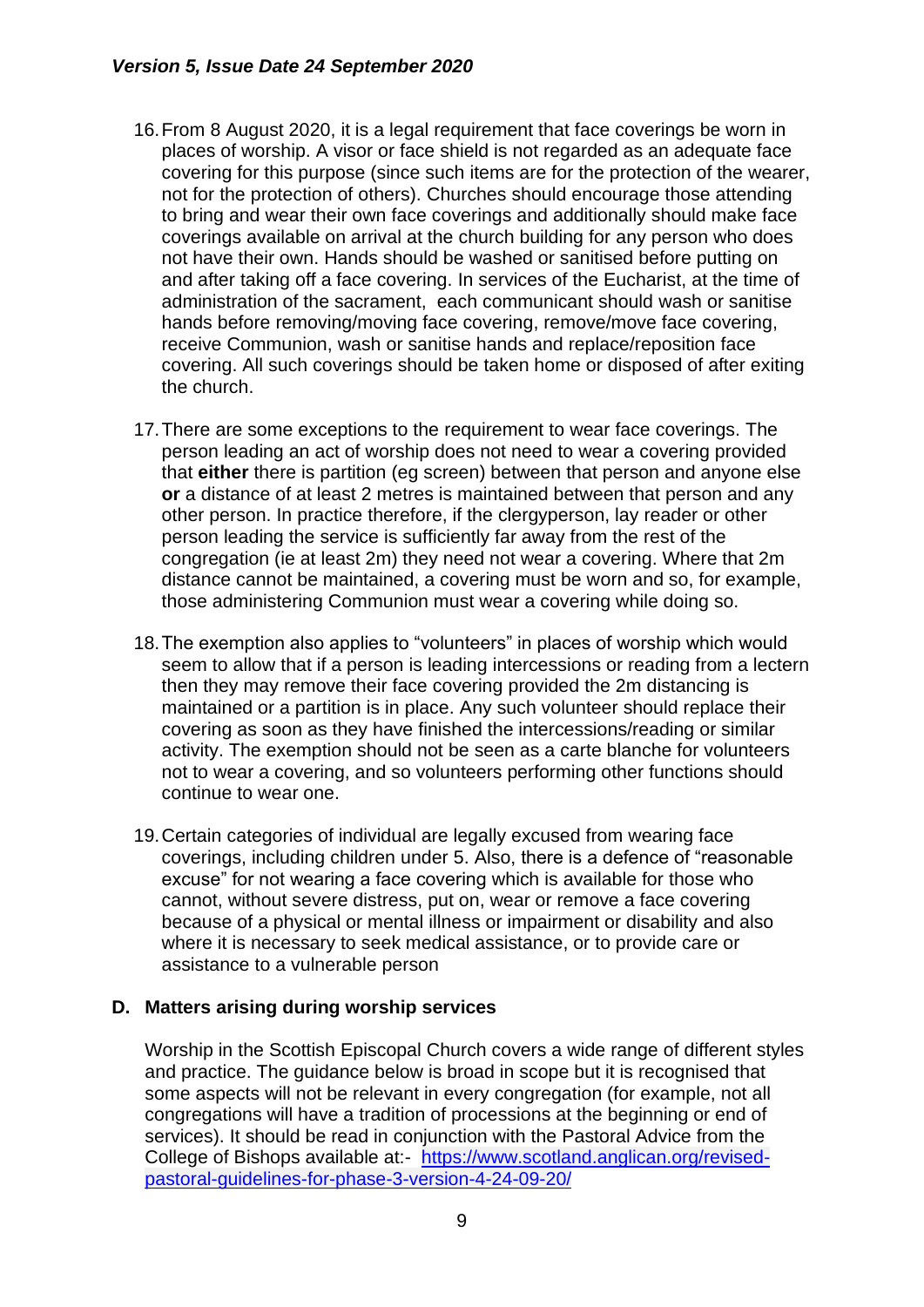16. From 8 August 2020, it is a legal requirement that face coverings be worn in places of worship. A visor or face shield is not regarded as an adequate face covering for this purpose (since such items are for the protection of the wearer, not for the protection of others). Churches should encourage those attending to bring and wear their own face coverings and additionally should make face coverings available on arrival at the church building for any person who does not have their own. Hands should be washed or sanitised before putting on and after taking off a face covering. In services of the Eucharist, at the time of administration of the sacrament, each communicant should wash or sanitise hands before removing/moving face covering, remove/move face covering, receive Communion, wash or sanitise hands and replace/reposition face covering. All such coverings should be taken home or disposed of after exiting the church.

17. There are some exceptions to the requirement to wear face coverings. The person leading an act of worship does not need to wear a covering provided that **either** there is partition (eg screen) between that person and anyone else **or** a distance of at least 2 metres is maintained between that person and any other person. In practice therefore, if the clergyperson, lay reader or other person leading the service is sufficiently far away from the rest of the congregation (ie at least 2m) they need not wear a covering. Where that 2m distance cannot be maintained, a covering must be worn and so, for example, those administering Communion must wear a covering while doing so.

18. The exemption also applies to "volunteers" in places of worship which would seem to allow that if a person is leading intercessions or reading from a lectern then they may remove their face covering provided the 2m distancing is maintained or a partition is in place. Any such volunteer should replace their covering as soon as they have finished the intercessions/reading or similar activity. The exemption should not be seen as a carte blanche for volunteers not to wear a covering, and so volunteers performing other functions should continue to wear one.

19. Certain categories of individual are legally excused from wearing face coverings, including children under 5. Also, there is a defence of "reasonable excuse" for not wearing a face covering which is available for those who cannot, without severe distress, put on, wear or remove a face covering because of a physical or mental illness or impairment or disability and also where it is necessary to seek medical assistance, or to provide care or assistance to a vulnerable person

## D. Matters arising during worship services

Worship in the Scottish Episcopal Church covers a wide range of different styles and practice. The guidance below is broad in scope but it is recognised that some aspects will not be relevant in every congregation (for example, not all congregations will have a tradition of processions at the beginning or end of services). It should be read in conjunction with the Pastoral Advice from the College of Bishops available at:- [https://www.scotland.anglican.org/revised-pastoral-guidelines-for-phase-3-version-4-24-09-20/](https://www.scotland.anglican.org/revised-pastoral-guidelines-for-phase-3-version-4-24-09-20/)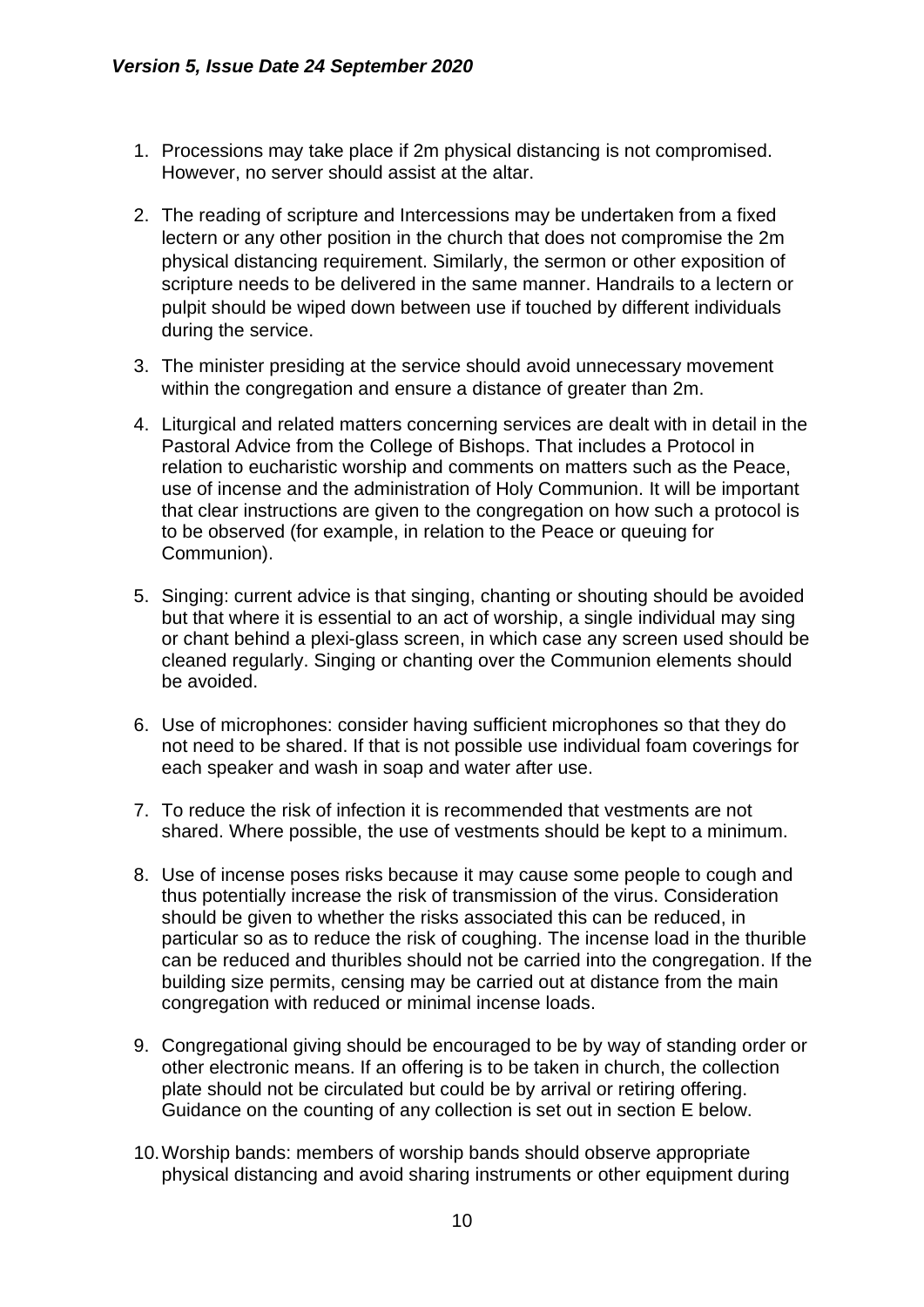1. Processions may take place if 2m physical distancing is not compromised. However, no server should assist at the altar.

2. The reading of scripture and Intercessions may be undertaken from a fixed lectern or any other position in the church that does not compromise the 2m physical distancing requirement. Similarly, the sermon or other exposition of scripture needs to be delivered in the same manner. Handrails to a lectern or pulpit should be wiped down between use if touched by different individuals during the service.

3. The minister presiding at the service should avoid unnecessary movement within the congregation and ensure a distance of greater than 2m.

4. Liturgical and related matters concerning services are dealt with in detail in the Pastoral Advice from the College of Bishops. That includes a Protocol in relation to eucharistic worship and comments on matters such as the Peace, use of incense and the administration of Holy Communion. It will be important that clear instructions are given to the congregation on how such a protocol is to be observed (for example, in relation to the Peace or queuing for Communion).

5. Singing: current advice is that singing, chanting or shouting should be avoided but that where it is essential to an act of worship, a single individual may sing or chant behind a plexi-glass screen, in which case any screen used should be cleaned regularly. Singing or chanting over the Communion elements should be avoided.

6. Use of microphones: consider having sufficient microphones so that they do not need to be shared. If that is not possible use individual foam coverings for each speaker and wash in soap and water after use.

7. To reduce the risk of infection it is recommended that vestments are not shared. Where possible, the use of vestments should be kept to a minimum.

8. Use of incense poses risks because it may cause some people to cough and thus potentially increase the risk of transmission of the virus. Consideration should be given to whether the risks associated this can be reduced, in particular so as to reduce the risk of coughing. The incense load in the thurible can be reduced and thuribles should not be carried into the congregation. If the building size permits, censing may be carried out at distance from the main congregation with reduced or minimal incense loads.

9. Congregational giving should be encouraged to be by way of standing order or other electronic means. If an offering is to be taken in church, the collection plate should not be circulated but could be by arrival or retiring offering. Guidance on the counting of any collection is set out in section E below.

10. Worship bands: members of worship bands should observe appropriate physical distancing and avoid sharing instruments or other equipment during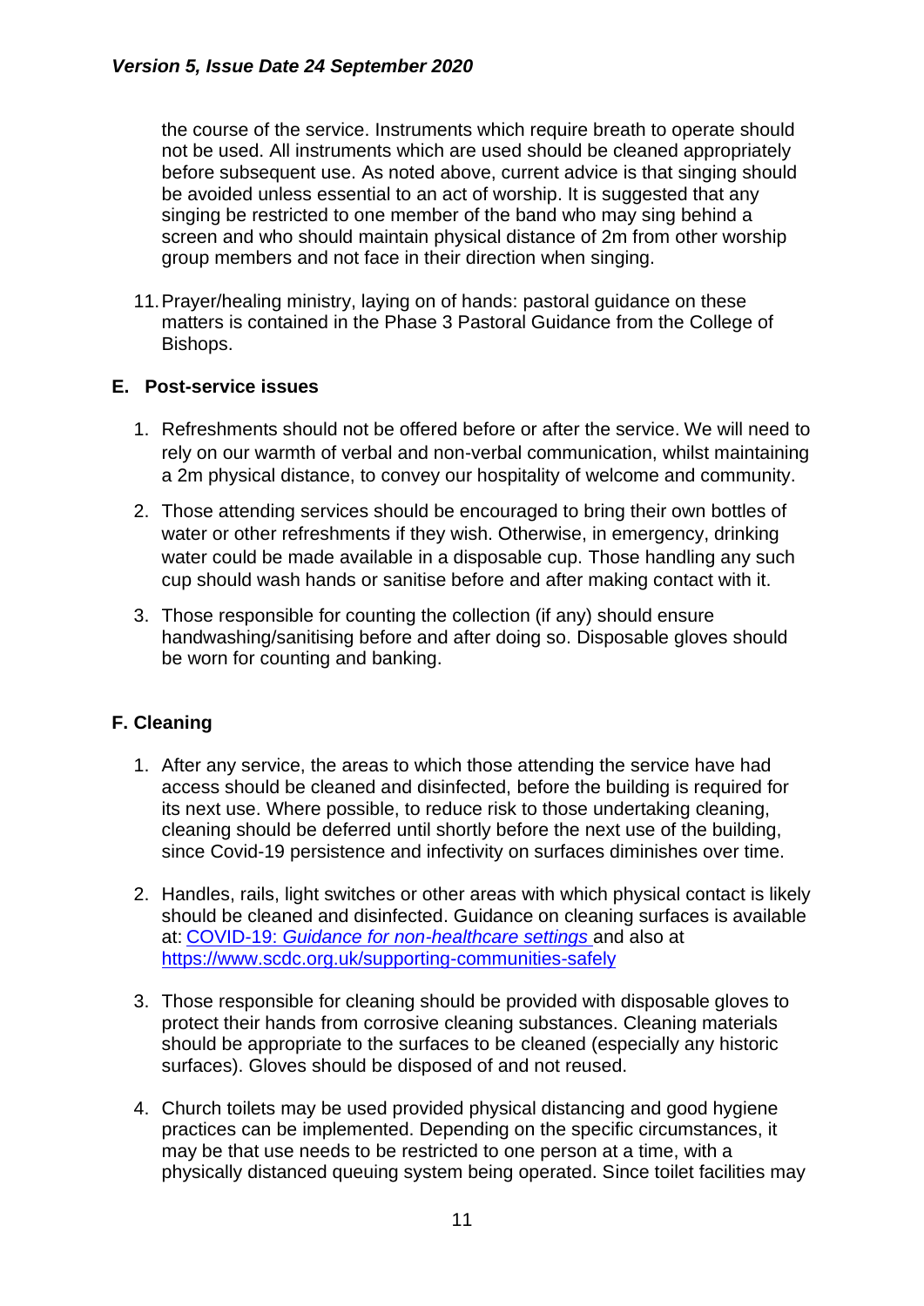the course of the service. Instruments which require breath to operate should not be used. All instruments which are used should be cleaned appropriately before subsequent use. As noted above, current advice is that singing should be avoided unless essential to an act of worship. It is suggested that any singing be restricted to one member of the band who may sing behind a screen and who should maintain physical distance of 2m from other worship group members and not face in their direction when singing.

11. Prayer/healing ministry, laying on of hands: pastoral guidance on these matters is contained in the Phase 3 Pastoral Guidance from the College of Bishops.

## E. Post-service issues

1. Refreshments should not be offered before or after the service. We will need to rely on our warmth of verbal and non-verbal communication, whilst maintaining a 2m physical distance, to convey our hospitality of welcome and community.

2. Those attending services should be encouraged to bring their own bottles of water or other refreshments if they wish. Otherwise, in emergency, drinking water could be made available in a disposable cup. Those handling any such cup should wash hands or sanitise before and after making contact with it.

3. Those responsible for counting the collection (if any) should ensure handwashing/sanitising before and after doing so. Disposable gloves should be worn for counting and banking.

## F. Cleaning

1. After any service, the areas to which those attending the service have had access should be cleaned and disinfected, before the building is required for its next use. Where possible, to reduce risk to those undertaking cleaning, cleaning should be deferred until shortly before the next use of the building, since Covid-19 persistence and infectivity on surfaces diminishes over time.

2. Handles, rails, light switches or other areas with which physical contact is likely should be cleaned and disinfected. Guidance on cleaning surfaces is available at: COVID-19: *Guidance for non-healthcare settings* and also at https://www.scdc.org.uk/supporting-communities-safely

3. Those responsible for cleaning should be provided with disposable gloves to protect their hands from corrosive cleaning substances. Cleaning materials should be appropriate to the surfaces to be cleaned (especially any historic surfaces). Gloves should be disposed of and not reused.

4. Church toilets may be used provided physical distancing and good hygiene practices can be implemented. Depending on the specific circumstances, it may be that use needs to be restricted to one person at a time, with a physically distanced queuing system being operated. Since toilet facilities may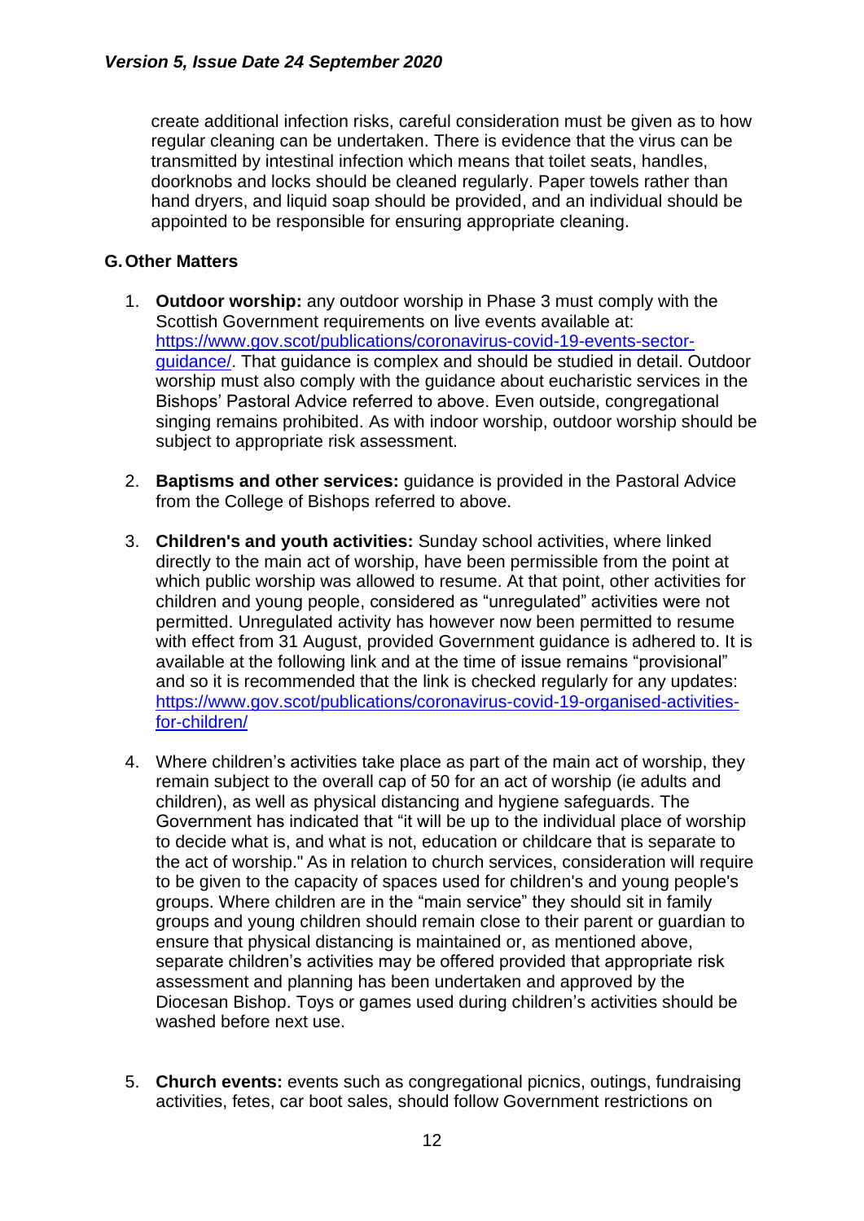create additional infection risks, careful consideration must be given as to how regular cleaning can be undertaken. There is evidence that the virus can be transmitted by intestinal infection which means that toilet seats, handles, doorknobs and locks should be cleaned regularly. Paper towels rather than hand dryers, and liquid soap should be provided, and an individual should be appointed to be responsible for ensuring appropriate cleaning.

## G. Other Matters

1. **Outdoor worship:** any outdoor worship in Phase 3 must comply with the Scottish Government requirements on live events available at: [https://www.gov.scot/publications/coronavirus-covid-19-events-sector-guidance/](https://www.gov.scot/publications/coronavirus-covid-19-events-sector-guidance/). That guidance is complex and should be studied in detail. Outdoor worship must also comply with the guidance about eucharistic services in the Bishops' Pastoral Advice referred to above. Even outside, congregational singing remains prohibited. As with indoor worship, outdoor worship should be subject to appropriate risk assessment.

2. **Baptisms and other services:** guidance is provided in the Pastoral Advice from the College of Bishops referred to above.

3. **Children's and youth activities:** Sunday school activities, where linked directly to the main act of worship, have been permissible from the point at which public worship was allowed to resume. At that point, other activities for children and young people, considered as "unregulated" activities were not permitted. Unregulated activity has however now been permitted to resume with effect from 31 August, provided Government guidance is adhered to. It is available at the following link and at the time of issue remains "provisional" and so it is recommended that the link is checked regularly for any updates: [https://www.gov.scot/publications/coronavirus-covid-19-organised-activities-for-children/](https://www.gov.scot/publications/coronavirus-covid-19-organised-activities-for-children/)

4. Where children's activities take place as part of the main act of worship, they remain subject to the overall cap of 50 for an act of worship (ie adults and children), as well as physical distancing and hygiene safeguards. The Government has indicated that "it will be up to the individual place of worship to decide what is, and what is not, education or childcare that is separate to the act of worship." As in relation to church services, consideration will require to be given to the capacity of spaces used for children's and young people's groups. Where children are in the "main service" they should sit in family groups and young children should remain close to their parent or guardian to ensure that physical distancing is maintained or, as mentioned above, separate children's activities may be offered provided that appropriate risk assessment and planning has been undertaken and approved by the Diocesan Bishop. Toys or games used during children's activities should be washed before next use.

5. **Church events:** events such as congregational picnics, outings, fundraising activities, fetes, car boot sales, should follow Government restrictions on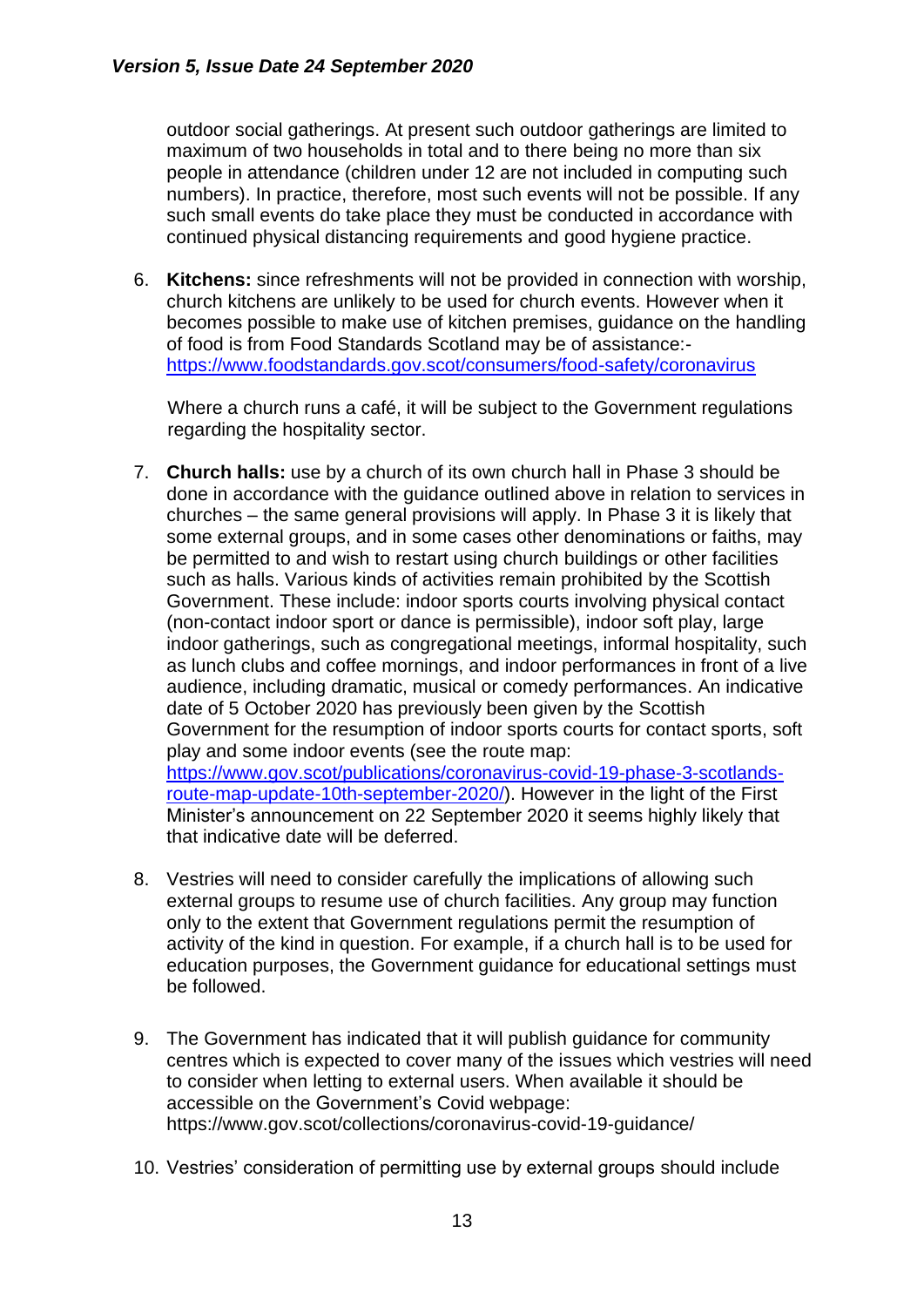outdoor social gatherings. At present such outdoor gatherings are limited to maximum of two households in total and to there being no more than six people in attendance (children under 12 are not included in computing such numbers). In practice, therefore, most such events will not be possible. If any such small events do take place they must be conducted in accordance with continued physical distancing requirements and good hygiene practice.

6. **Kitchens:** since refreshments will not be provided in connection with worship, church kitchens are unlikely to be used for church events. However when it becomes possible to make use of kitchen premises, guidance on the handling of food is from Food Standards Scotland may be of assistance:- https://www.foodstandards.gov.scot/consumers/food-safety/coronavirus

   Where a church runs a café, it will be subject to the Government regulations regarding the hospitality sector.

7. **Church halls:** use by a church of its own church hall in Phase 3 should be done in accordance with the guidance outlined above in relation to services in churches – the same general provisions will apply. In Phase 3 it is likely that some external groups, and in some cases other denominations or faiths, may be permitted to and wish to restart using church buildings or other facilities such as halls. Various kinds of activities remain prohibited by the Scottish Government. These include: indoor sports courts involving physical contact (non-contact indoor sport or dance is permissible), indoor soft play, large indoor gatherings, such as congregational meetings, informal hospitality, such as lunch clubs and coffee mornings, and indoor performances in front of a live audience, including dramatic, musical or comedy performances. An indicative date of 5 October 2020 has previously been given by the Scottish Government for the resumption of indoor sports courts for contact sports, soft play and some indoor events (see the route map: https://www.gov.scot/publications/coronavirus-covid-19-phase-3-scotlands-route-map-update-10th-september-2020/). However in the light of the First Minister's announcement on 22 September 2020 it seems highly likely that that indicative date will be deferred.

8. Vestries will need to consider carefully the implications of allowing such external groups to resume use of church facilities. Any group may function only to the extent that Government regulations permit the resumption of activity of the kind in question. For example, if a church hall is to be used for education purposes, the Government guidance for educational settings must be followed.

9. The Government has indicated that it will publish guidance for community centres which is expected to cover many of the issues which vestries will need to consider when letting to external users. When available it should be accessible on the Government's Covid webpage: https://www.gov.scot/collections/coronavirus-covid-19-guidance/

10. Vestries' consideration of permitting use by external groups should include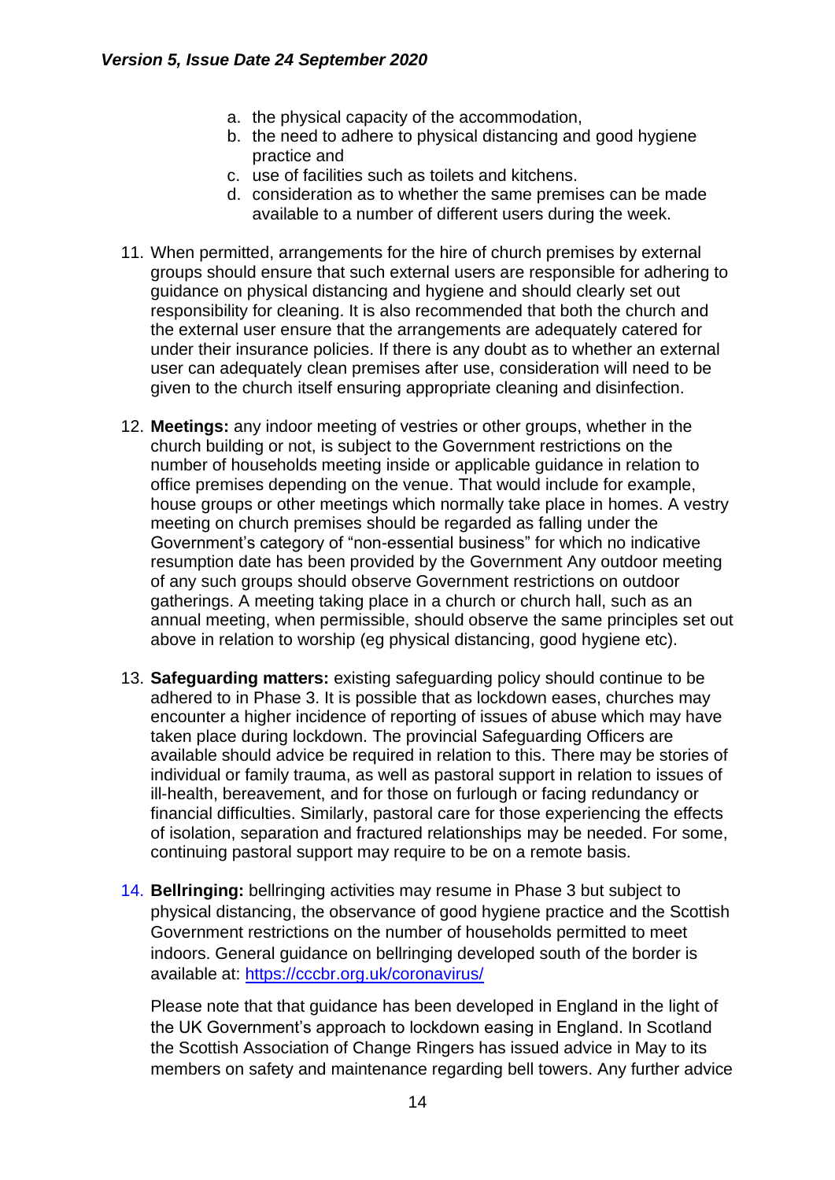a. the physical capacity of the accommodation,
b. the need to adhere to physical distancing and good hygiene practice and
c. use of facilities such as toilets and kitchens.
d. consideration as to whether the same premises can be made available to a number of different users during the week.

11. When permitted, arrangements for the hire of church premises by external groups should ensure that such external users are responsible for adhering to guidance on physical distancing and hygiene and should clearly set out responsibility for cleaning. It is also recommended that both the church and the external user ensure that the arrangements are adequately catered for under their insurance policies. If there is any doubt as to whether an external user can adequately clean premises after use, consideration will need to be given to the church itself ensuring appropriate cleaning and disinfection.

12. **Meetings:** any indoor meeting of vestries or other groups, whether in the church building or not, is subject to the Government restrictions on the number of households meeting inside or applicable guidance in relation to office premises depending on the venue. That would include for example, house groups or other meetings which normally take place in homes. A vestry meeting on church premises should be regarded as falling under the Government's category of "non-essential business" for which no indicative resumption date has been provided by the Government Any outdoor meeting of any such groups should observe Government restrictions on outdoor gatherings. A meeting taking place in a church or church hall, such as an annual meeting, when permissible, should observe the same principles set out above in relation to worship (eg physical distancing, good hygiene etc).

13. **Safeguarding matters:** existing safeguarding policy should continue to be adhered to in Phase 3. It is possible that as lockdown eases, churches may encounter a higher incidence of reporting of issues of abuse which may have taken place during lockdown. The provincial Safeguarding Officers are available should advice be required in relation to this. There may be stories of individual or family trauma, as well as pastoral support in relation to issues of ill-health, bereavement, and for those on furlough or facing redundancy or financial difficulties. Similarly, pastoral care for those experiencing the effects of isolation, separation and fractured relationships may be needed. For some, continuing pastoral support may require to be on a remote basis.

14. **Bellringing:** bellringing activities may resume in Phase 3 but subject to physical distancing, the observance of good hygiene practice and the Scottish Government restrictions on the number of households permitted to meet indoors. General guidance on bellringing developed south of the border is available at: https://cccbr.org.uk/coronavirus/

    Please note that that guidance has been developed in England in the light of the UK Government's approach to lockdown easing in England. In Scotland the Scottish Association of Change Ringers has issued advice in May to its members on safety and maintenance regarding bell towers. Any further advice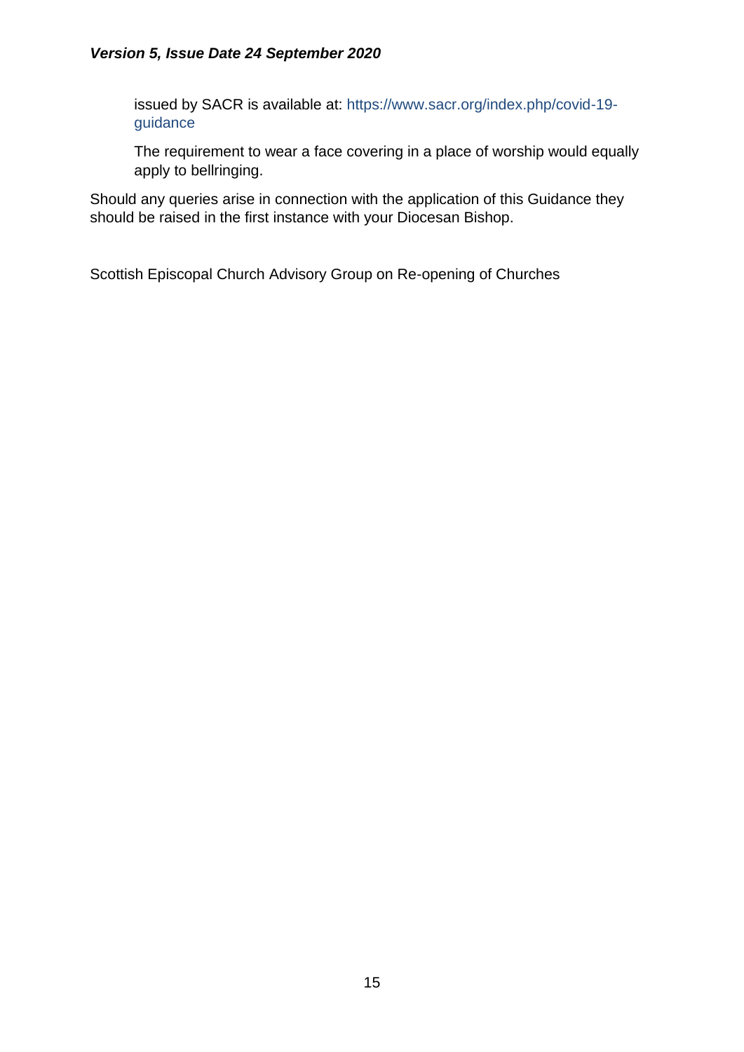issued by SACR is available at: https://www.sacr.org/index.php/covid-19-guidance

The requirement to wear a face covering in a place of worship would equally apply to bellringing.

Should any queries arise in connection with the application of this Guidance they should be raised in the first instance with your Diocesan Bishop.

Scottish Episcopal Church Advisory Group on Re-opening of Churches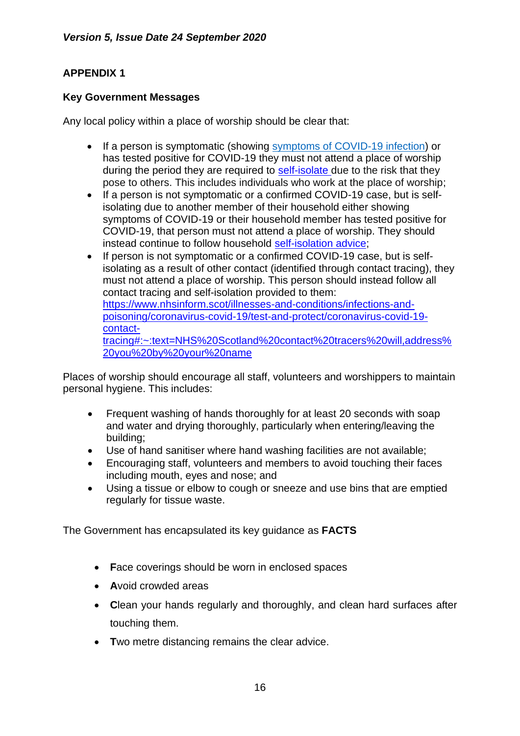*Version 5, Issue Date 24 September 2020*

## APPENDIX 1

### Key Government Messages

Any local policy within a place of worship should be clear that:

- If a person is symptomatic (showing symptoms of COVID-19 infection) or has tested positive for COVID-19 they must not attend a place of worship during the period they are required to self-isolate due to the risk that they pose to others. This includes individuals who work at the place of worship;
- If a person is not symptomatic or a confirmed COVID-19 case, but is self-isolating due to another member of their household either showing symptoms of COVID-19 or their household member has tested positive for COVID-19, that person must not attend a place of worship. They should instead continue to follow household self-isolation advice;
- If person is not symptomatic or a confirmed COVID-19 case, but is self-isolating as a result of other contact (identified through contact tracing), they must not attend a place of worship. This person should instead follow all contact tracing and self-isolation provided to them: https://www.nhsinform.scot/illnesses-and-conditions/infections-and-poisoning/coronavirus-covid-19/test-and-protect/coronavirus-covid-19-contact-tracing#:~:text=NHS%20Scotland%20contact%20tracers%20will,address%20you%20by%20your%20name

Places of worship should encourage all staff, volunteers and worshippers to maintain personal hygiene. This includes:

- Frequent washing of hands thoroughly for at least 20 seconds with soap and water and drying thoroughly, particularly when entering/leaving the building;
- Use of hand sanitiser where hand washing facilities are not available;
- Encouraging staff, volunteers and members to avoid touching their faces including mouth, eyes and nose; and
- Using a tissue or elbow to cough or sneeze and use bins that are emptied regularly for tissue waste.

The Government has encapsulated its key guidance as **FACTS**

- **F**ace coverings should be worn in enclosed spaces
- **A**void crowded areas
- **C**lean your hands regularly and thoroughly, and clean hard surfaces after touching them.
- **T**wo metre distancing remains the clear advice.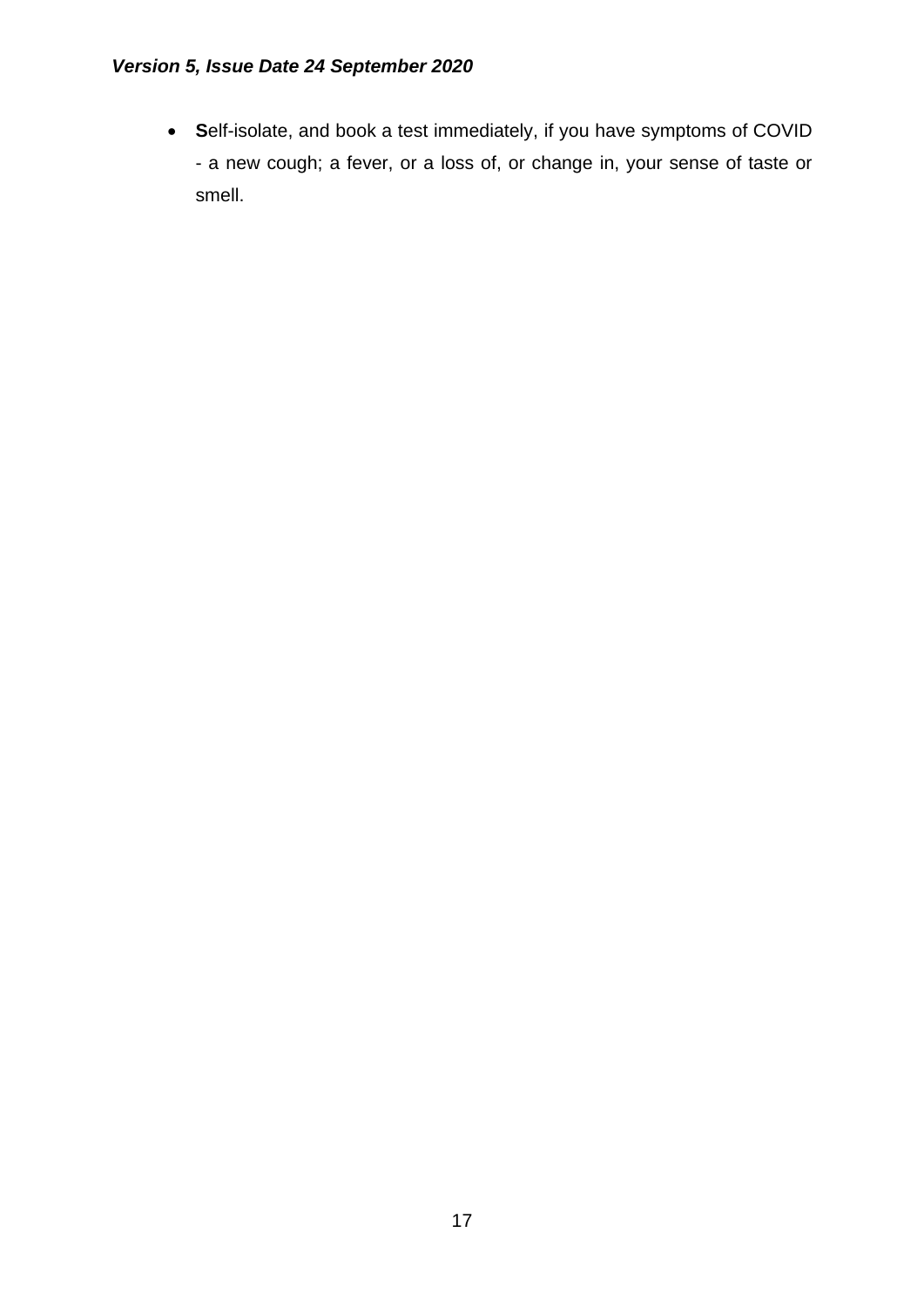- **S**elf-isolate, and book a test immediately, if you have symptoms of COVID - a new cough; a fever, or a loss of, or change in, your sense of taste or smell.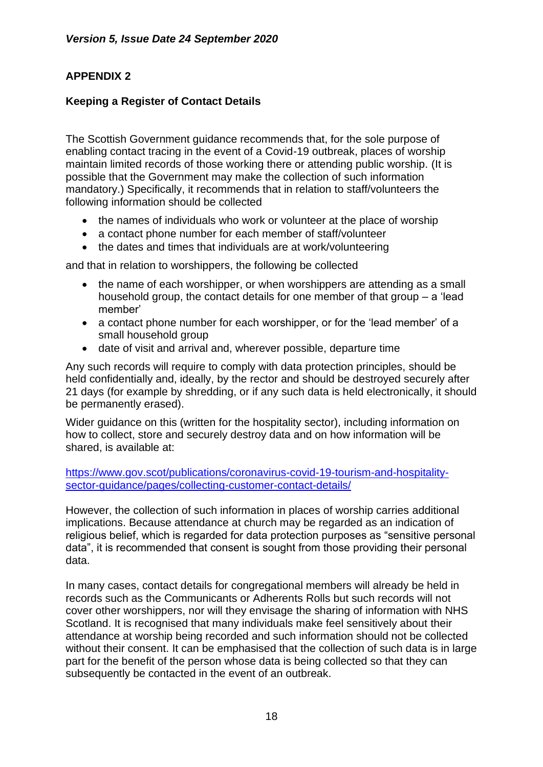## APPENDIX 2

### Keeping a Register of Contact Details

The Scottish Government guidance recommends that, for the sole purpose of enabling contact tracing in the event of a Covid-19 outbreak, places of worship maintain limited records of those working there or attending public worship. (It is possible that the Government may make the collection of such information mandatory.) Specifically, it recommends that in relation to staff/volunteers the following information should be collected

- the names of individuals who work or volunteer at the place of worship
- a contact phone number for each member of staff/volunteer
- the dates and times that individuals are at work/volunteering

and that in relation to worshippers, the following be collected

- the name of each worshipper, or when worshippers are attending as a small household group, the contact details for one member of that group – a 'lead member'
- a contact phone number for each worshipper, or for the 'lead member' of a small household group
- date of visit and arrival and, wherever possible, departure time

Any such records will require to comply with data protection principles, should be held confidentially and, ideally, by the rector and should be destroyed securely after 21 days (for example by shredding, or if any such data is held electronically, it should be permanently erased).

Wider guidance on this (written for the hospitality sector), including information on how to collect, store and securely destroy data and on how information will be shared, is available at:

https://www.gov.scot/publications/coronavirus-covid-19-tourism-and-hospitality-sector-guidance/pages/collecting-customer-contact-details/

However, the collection of such information in places of worship carries additional implications. Because attendance at church may be regarded as an indication of religious belief, which is regarded for data protection purposes as "sensitive personal data", it is recommended that consent is sought from those providing their personal data.

In many cases, contact details for congregational members will already be held in records such as the Communicants or Adherents Rolls but such records will not cover other worshippers, nor will they envisage the sharing of information with NHS Scotland. It is recognised that many individuals make feel sensitively about their attendance at worship being recorded and such information should not be collected without their consent. It can be emphasised that the collection of such data is in large part for the benefit of the person whose data is being collected so that they can subsequently be contacted in the event of an outbreak.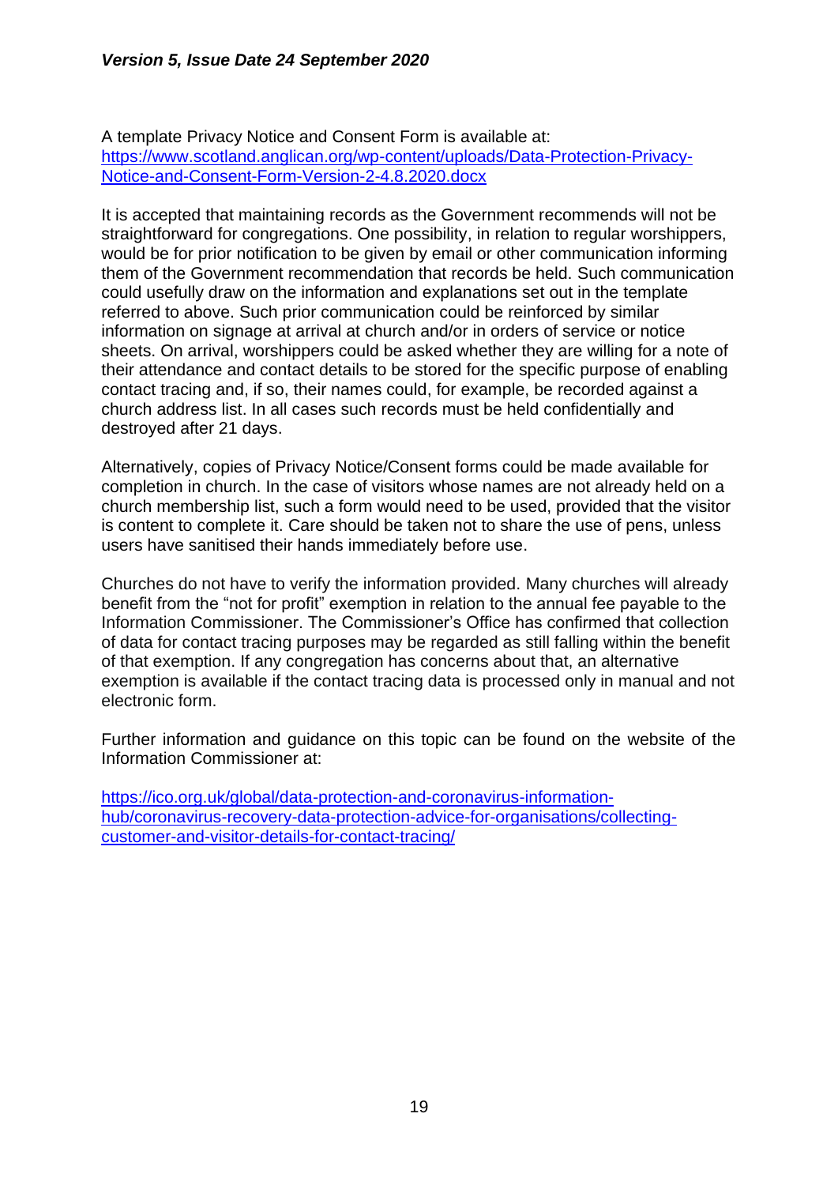A template Privacy Notice and Consent Form is available at:
[https://www.scotland.anglican.org/wp-content/uploads/Data-Protection-Privacy-Notice-and-Consent-Form-Version-2-4.8.2020.docx](https://www.scotland.anglican.org/wp-content/uploads/Data-Protection-Privacy-Notice-and-Consent-Form-Version-2-4.8.2020.docx)

It is accepted that maintaining records as the Government recommends will not be straightforward for congregations. One possibility, in relation to regular worshippers, would be for prior notification to be given by email or other communication informing them of the Government recommendation that records be held. Such communication could usefully draw on the information and explanations set out in the template referred to above. Such prior communication could be reinforced by similar information on signage at arrival at church and/or in orders of service or notice sheets. On arrival, worshippers could be asked whether they are willing for a note of their attendance and contact details to be stored for the specific purpose of enabling contact tracing and, if so, their names could, for example, be recorded against a church address list. In all cases such records must be held confidentially and destroyed after 21 days.

Alternatively, copies of Privacy Notice/Consent forms could be made available for completion in church. In the case of visitors whose names are not already held on a church membership list, such a form would need to be used, provided that the visitor is content to complete it. Care should be taken not to share the use of pens, unless users have sanitised their hands immediately before use.

Churches do not have to verify the information provided. Many churches will already benefit from the "not for profit" exemption in relation to the annual fee payable to the Information Commissioner. The Commissioner's Office has confirmed that collection of data for contact tracing purposes may be regarded as still falling within the benefit of that exemption. If any congregation has concerns about that, an alternative exemption is available if the contact tracing data is processed only in manual and not electronic form.

Further information and guidance on this topic can be found on the website of the Information Commissioner at:

[https://ico.org.uk/global/data-protection-and-coronavirus-information-hub/coronavirus-recovery-data-protection-advice-for-organisations/collecting-customer-and-visitor-details-for-contact-tracing/](https://ico.org.uk/global/data-protection-and-coronavirus-information-hub/coronavirus-recovery-data-protection-advice-for-organisations/collecting-customer-and-visitor-details-for-contact-tracing/)